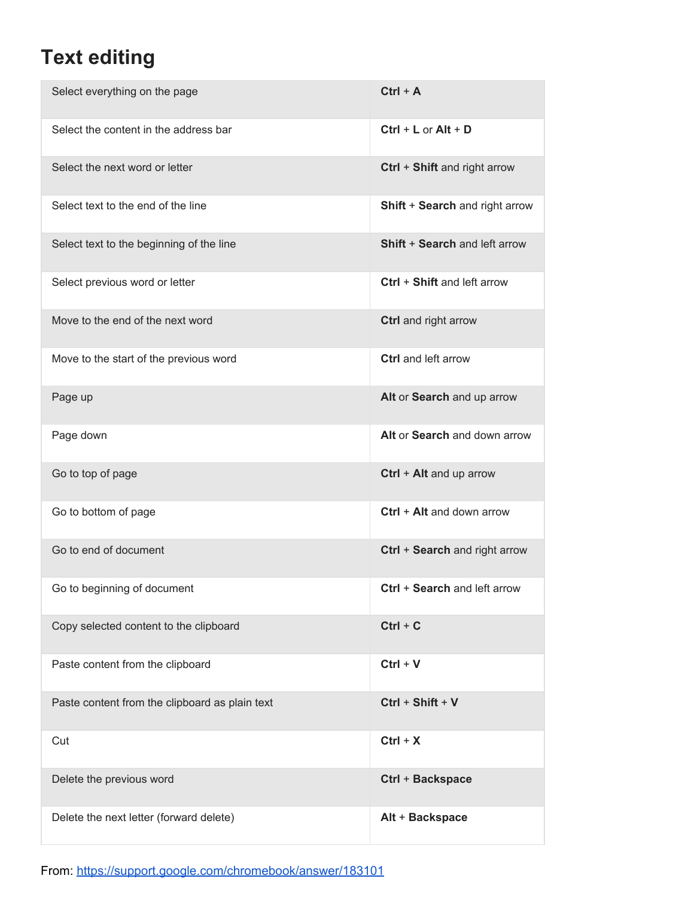# Text editing

| | |
|---|---|
| Select everything on the page | **Ctrl** + **A** |
| Select the content in the address bar | **Ctrl** + **L** or **Alt** + **D** |
| Select the next word or letter | **Ctrl** + **Shift** and right arrow |
| Select text to the end of the line | **Shift** + **Search** and right arrow |
| Select text to the beginning of the line | **Shift** + **Search** and left arrow |
| Select previous word or letter | **Ctrl** + **Shift** and left arrow |
| Move to the end of the next word | **Ctrl** and right arrow |
| Move to the start of the previous word | **Ctrl** and left arrow |
| Page up | **Alt** or **Search** and up arrow |
| Page down | **Alt** or **Search** and down arrow |
| Go to top of page | **Ctrl** + **Alt** and up arrow |
| Go to bottom of page | **Ctrl** + **Alt** and down arrow |
| Go to end of document | **Ctrl** + **Search** and right arrow |
| Go to beginning of document | **Ctrl** + **Search** and left arrow |
| Copy selected content to the clipboard | **Ctrl** + **C** |
| Paste content from the clipboard | **Ctrl** + **V** |
| Paste content from the clipboard as plain text | **Ctrl** + **Shift** + **V** |
| Cut | **Ctrl** + **X** |
| Delete the previous word | **Ctrl** + **Backspace** |
| Delete the next letter (forward delete) | **Alt** + **Backspace** |

From: [https://support.google.com/chromebook/answer/183101](https://support.google.com/chromebook/answer/183101)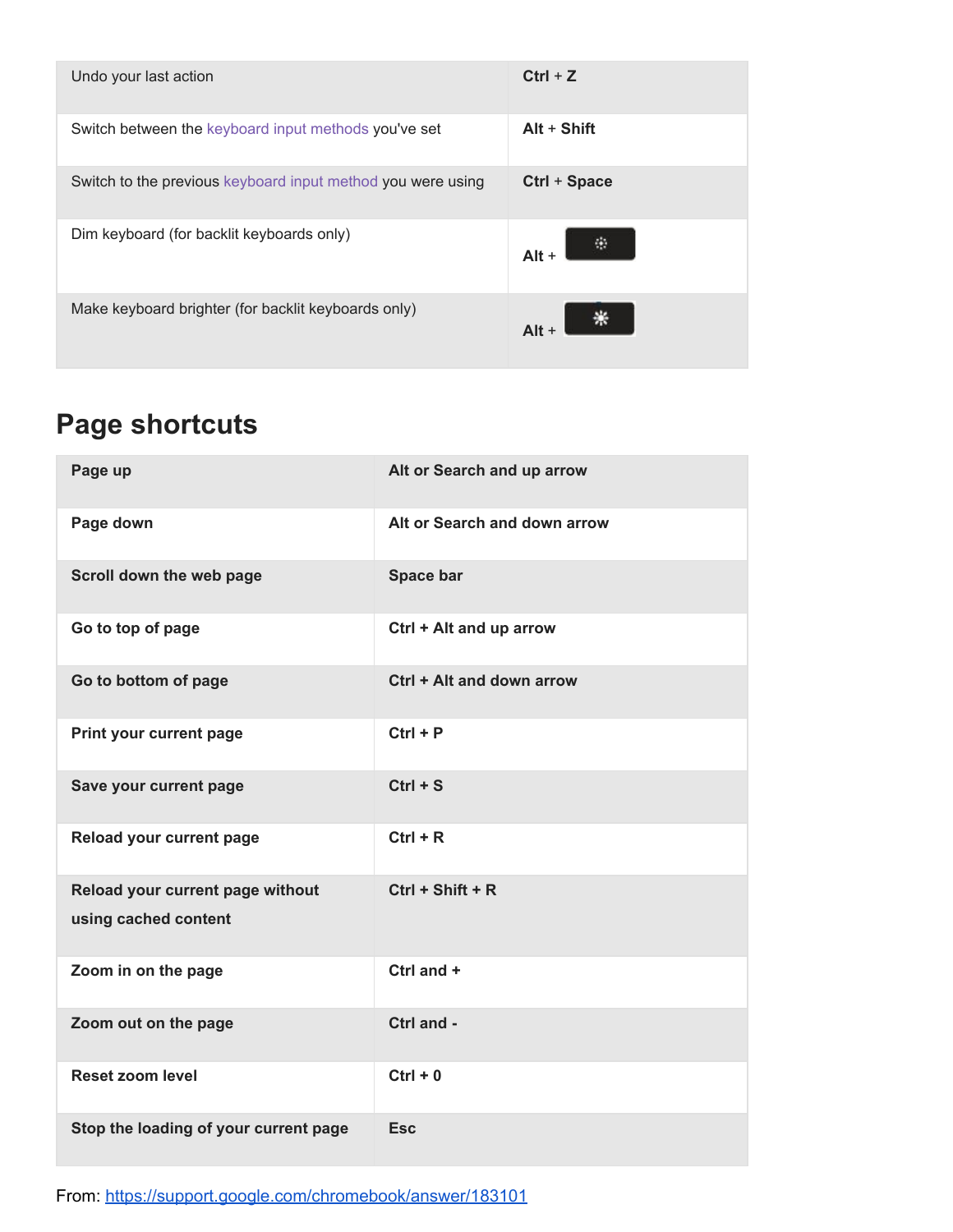| | |
|---|---|
| Undo your last action | **Ctrl** + **Z** |
| Switch between the keyboard input methods you've set | **Alt** + **Shift** |
| Switch to the previous keyboard input method you were using | **Ctrl** + **Space** |
| Dim keyboard (for backlit keyboards only) | **Alt** + |
| Make keyboard brighter (for backlit keyboards only) | **Alt** + |

## Page shortcuts

| | |
|---|---|
| **Page up** | **Alt or Search and up arrow** |
| **Page down** | **Alt or Search and down arrow** |
| **Scroll down the web page** | **Space bar** |
| **Go to top of page** | **Ctrl + Alt and up arrow** |
| **Go to bottom of page** | **Ctrl + Alt and down arrow** |
| **Print your current page** | **Ctrl + P** |
| **Save your current page** | **Ctrl + S** |
| **Reload your current page** | **Ctrl + R** |
| **Reload your current page without using cached content** | **Ctrl + Shift + R** |
| **Zoom in on the page** | **Ctrl and +** |
| **Zoom out on the page** | **Ctrl and -** |
| **Reset zoom level** | **Ctrl + 0** |
| **Stop the loading of your current page** | **Esc** |

From: https://support.google.com/chromebook/answer/183101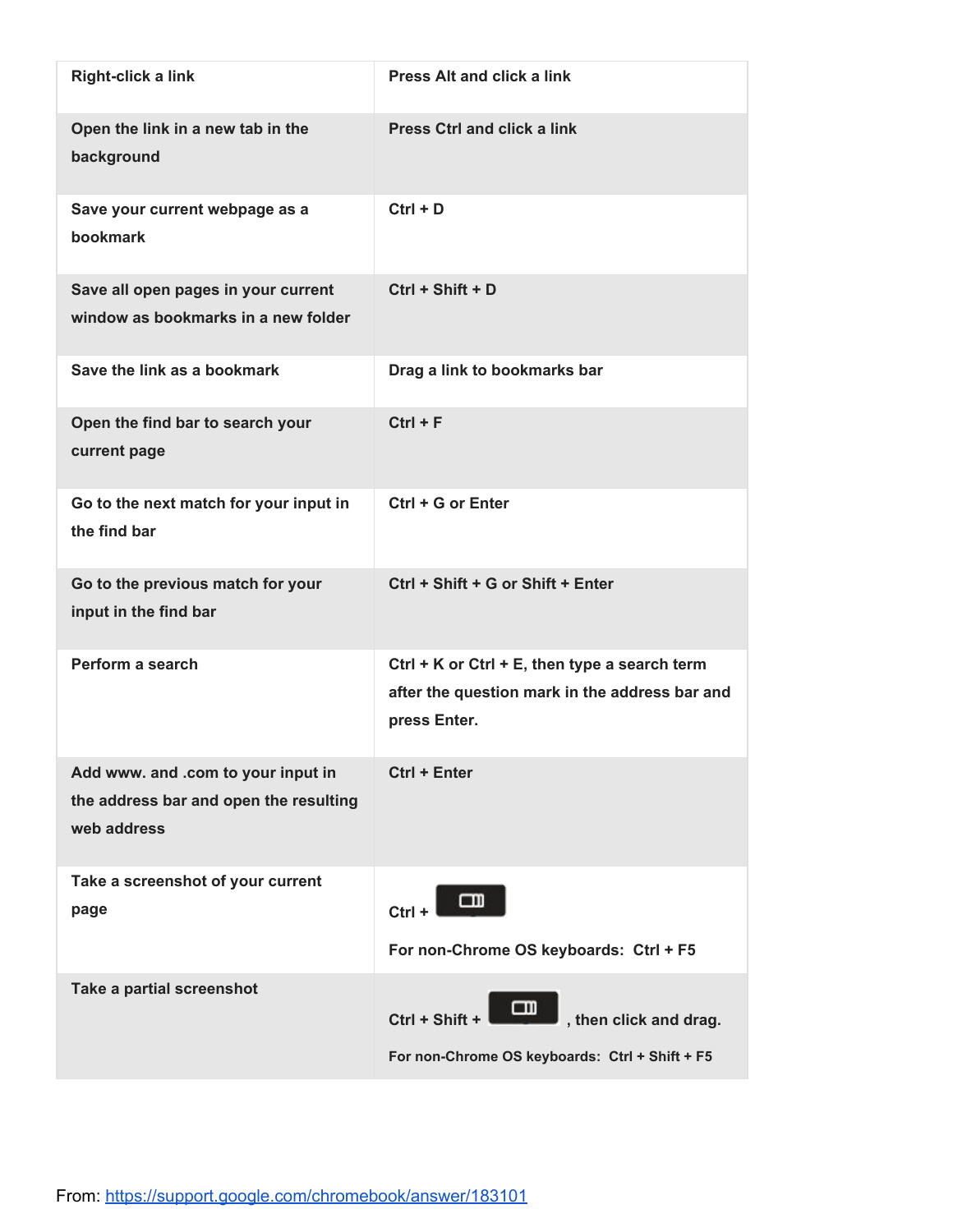| | |
|---|---|
| Right-click a link | Press Alt and click a link |
| Open the link in a new tab in the background | Press Ctrl and click a link |
| Save your current webpage as a bookmark | Ctrl + D |
| Save all open pages in your current window as bookmarks in a new folder | Ctrl + Shift + D |
| Save the link as a bookmark | Drag a link to bookmarks bar |
| Open the find bar to search your current page | Ctrl + F |
| Go to the next match for your input in the find bar | Ctrl + G or Enter |
| Go to the previous match for your input in the find bar | Ctrl + Shift + G or Shift + Enter |
| Perform a search | Ctrl + K or Ctrl + E, then type a search term after the question mark in the address bar and press Enter. |
| Add www. and .com to your input in the address bar and open the resulting web address | Ctrl + Enter |
| Take a screenshot of your current page | Ctrl + [Show windows key] For non-Chrome OS keyboards: Ctrl + F5 |
| Take a partial screenshot | Ctrl + Shift + [Show windows key], then click and drag. For non-Chrome OS keyboards: Ctrl + Shift + F5 |

From: https://support.google.com/chromebook/answer/183101